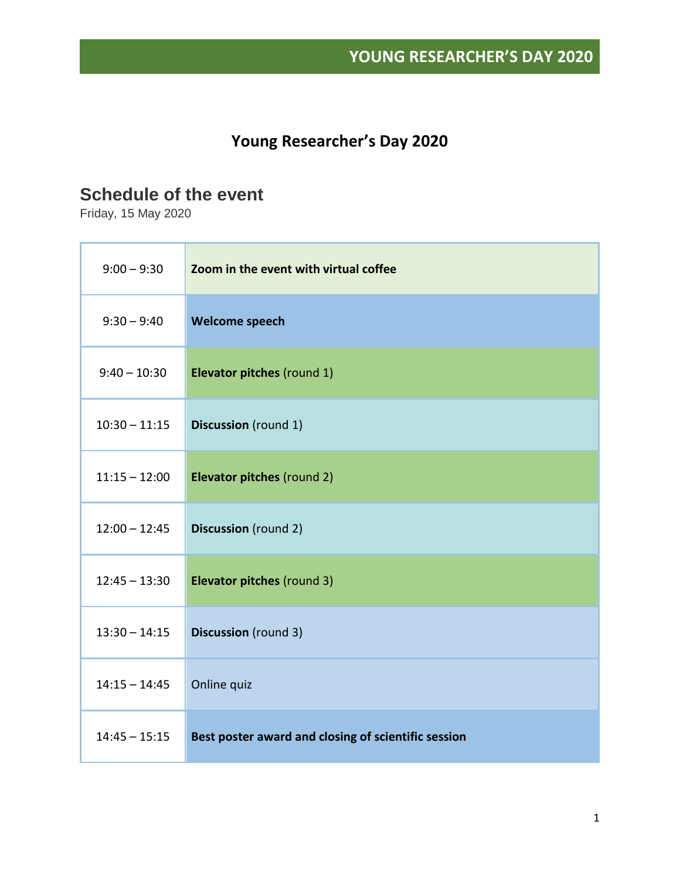# Young Researcher's Day 2020

## Schedule of the event

Friday, 15 May 2020

| Time | Activity |
|---|---|
| 9:00 – 9:30 | **Zoom in the event with virtual coffee** |
| 9:30 – 9:40 | **Welcome speech** |
| 9:40 – 10:30 | **Elevator pitches** (round 1) |
| 10:30 – 11:15 | **Discussion** (round 1) |
| 11:15 – 12:00 | **Elevator pitches** (round 2) |
| 12:00 – 12:45 | **Discussion** (round 2) |
| 12:45 – 13:30 | **Elevator pitches** (round 3) |
| 13:30 – 14:15 | **Discussion** (round 3) |
| 14:15 – 14:45 | Online quiz |
| 14:45 – 15:15 | **Best poster award and closing of scientific session** |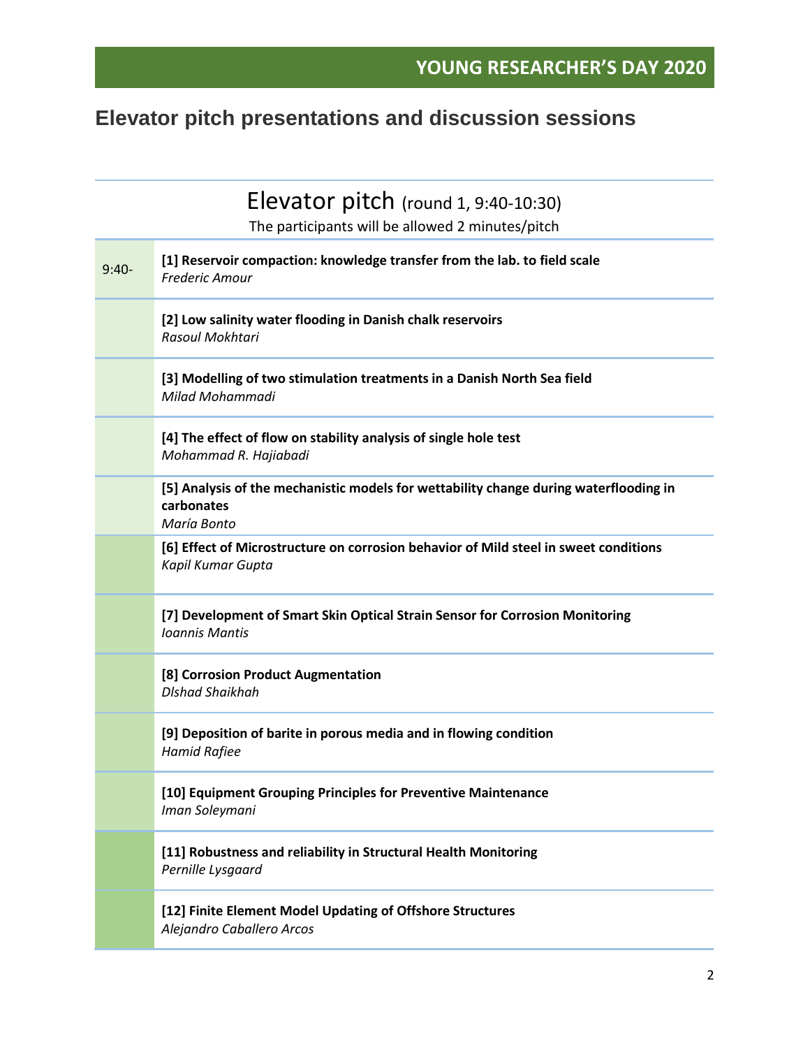# Elevator pitch presentations and discussion sessions

## Elevator pitch (round 1, 9:40-10:30)

The participants will be allowed 2 minutes/pitch

| | |
|---|---|
| 9:40- | **[1] Reservoir compaction: knowledge transfer from the lab. to field scale**<br>*Frederic Amour* |
| | **[2] Low salinity water flooding in Danish chalk reservoirs**<br>*Rasoul Mokhtari* |
| | **[3] Modelling of two stimulation treatments in a Danish North Sea field**<br>*Milad Mohammadi* |
| | **[4] The effect of flow on stability analysis of single hole test**<br>*Mohammad R. Hajiabadi* |
| | **[5] Analysis of the mechanistic models for wettability change during waterflooding in carbonates**<br>*María Bonto* |
| | **[6] Effect of Microstructure on corrosion behavior of Mild steel in sweet conditions**<br>*Kapil Kumar Gupta* |
| | **[7] Development of Smart Skin Optical Strain Sensor for Corrosion Monitoring**<br>*Ioannis Mantis* |
| | **[8] Corrosion Product Augmentation**<br>*Dlshad Shaikhah* |
| | **[9] Deposition of barite in porous media and in flowing condition**<br>*Hamid Rafiee* |
| | **[10] Equipment Grouping Principles for Preventive Maintenance**<br>*Iman Soleymani* |
| | **[11] Robustness and reliability in Structural Health Monitoring**<br>*Pernille Lysgaard* |
| | **[12] Finite Element Model Updating of Offshore Structures**<br>*Alejandro Caballero Arcos* |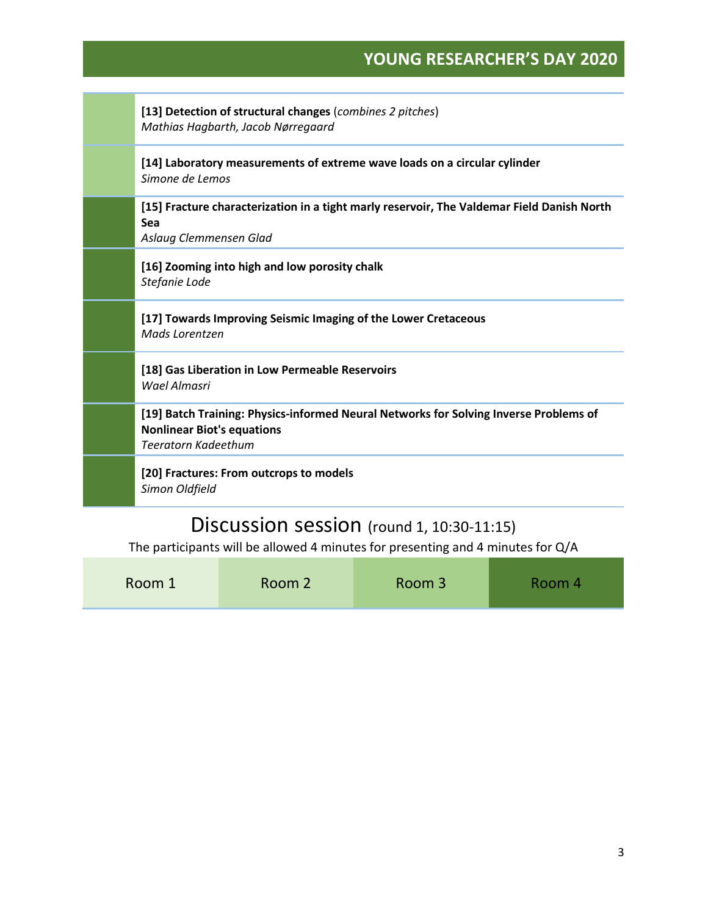**[13] Detection of structural changes** (*combines 2 pitches*)
*Mathias Hagbarth, Jacob Nørregaard*

**[14] Laboratory measurements of extreme wave loads on a circular cylinder**
*Simone de Lemos*

**[15] Fracture characterization in a tight marly reservoir, The Valdemar Field Danish North Sea**
*Aslaug Clemmensen Glad*

**[16] Zooming into high and low porosity chalk**
*Stefanie Lode*

**[17] Towards Improving Seismic Imaging of the Lower Cretaceous**
*Mads Lorentzen*

**[18] Gas Liberation in Low Permeable Reservoirs**
*Wael Almasri*

**[19] Batch Training: Physics-informed Neural Networks for Solving Inverse Problems of Nonlinear Biot's equations**
*Teeratorn Kadeethum*

**[20] Fractures: From outcrops to models**
*Simon Oldfield*

# Discussion session (round 1, 10:30-11:15)

The participants will be allowed 4 minutes for presenting and 4 minutes for Q/A

| Room 1 | Room 2 | Room 3 | Room 4 |
| --- | --- | --- | --- |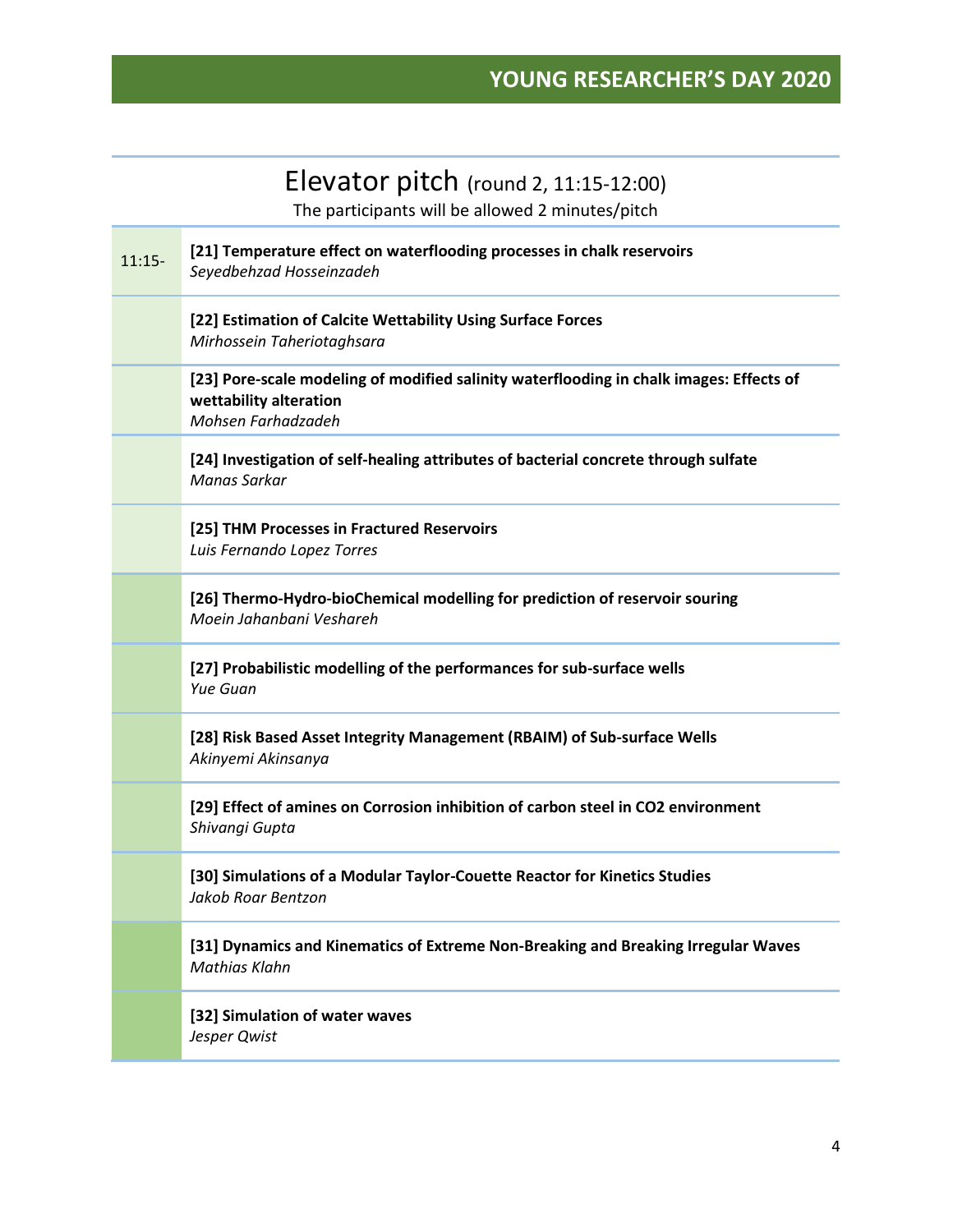# Elevator pitch (round 2, 11:15-12:00)

The participants will be allowed 2 minutes/pitch

| Time | Pitch |
| --- | --- |
| 11:15- | **[21] Temperature effect on waterflooding processes in chalk reservoirs**<br>*Seyedbehzad Hosseinzadeh* |
| | **[22] Estimation of Calcite Wettability Using Surface Forces**<br>*Mirhossein Taheriotaghsara* |
| | **[23] Pore-scale modeling of modified salinity waterflooding in chalk images: Effects of wettability alteration**<br>*Mohsen Farhadzadeh* |
| | **[24] Investigation of self-healing attributes of bacterial concrete through sulfate**<br>*Manas Sarkar* |
| | **[25] THM Processes in Fractured Reservoirs**<br>*Luis Fernando Lopez Torres* |
| | **[26] Thermo-Hydro-bioChemical modelling for prediction of reservoir souring**<br>*Moein Jahanbani Veshareh* |
| | **[27] Probabilistic modelling of the performances for sub-surface wells**<br>*Yue Guan* |
| | **[28] Risk Based Asset Integrity Management (RBAIM) of Sub-surface Wells**<br>*Akinyemi Akinsanya* |
| | **[29] Effect of amines on Corrosion inhibition of carbon steel in CO2 environment**<br>*Shivangi Gupta* |
| | **[30] Simulations of a Modular Taylor-Couette Reactor for Kinetics Studies**<br>*Jakob Roar Bentzon* |
| | **[31] Dynamics and Kinematics of Extreme Non-Breaking and Breaking Irregular Waves**<br>*Mathias Klahn* |
| | **[32] Simulation of water waves**<br>*Jesper Qwist* |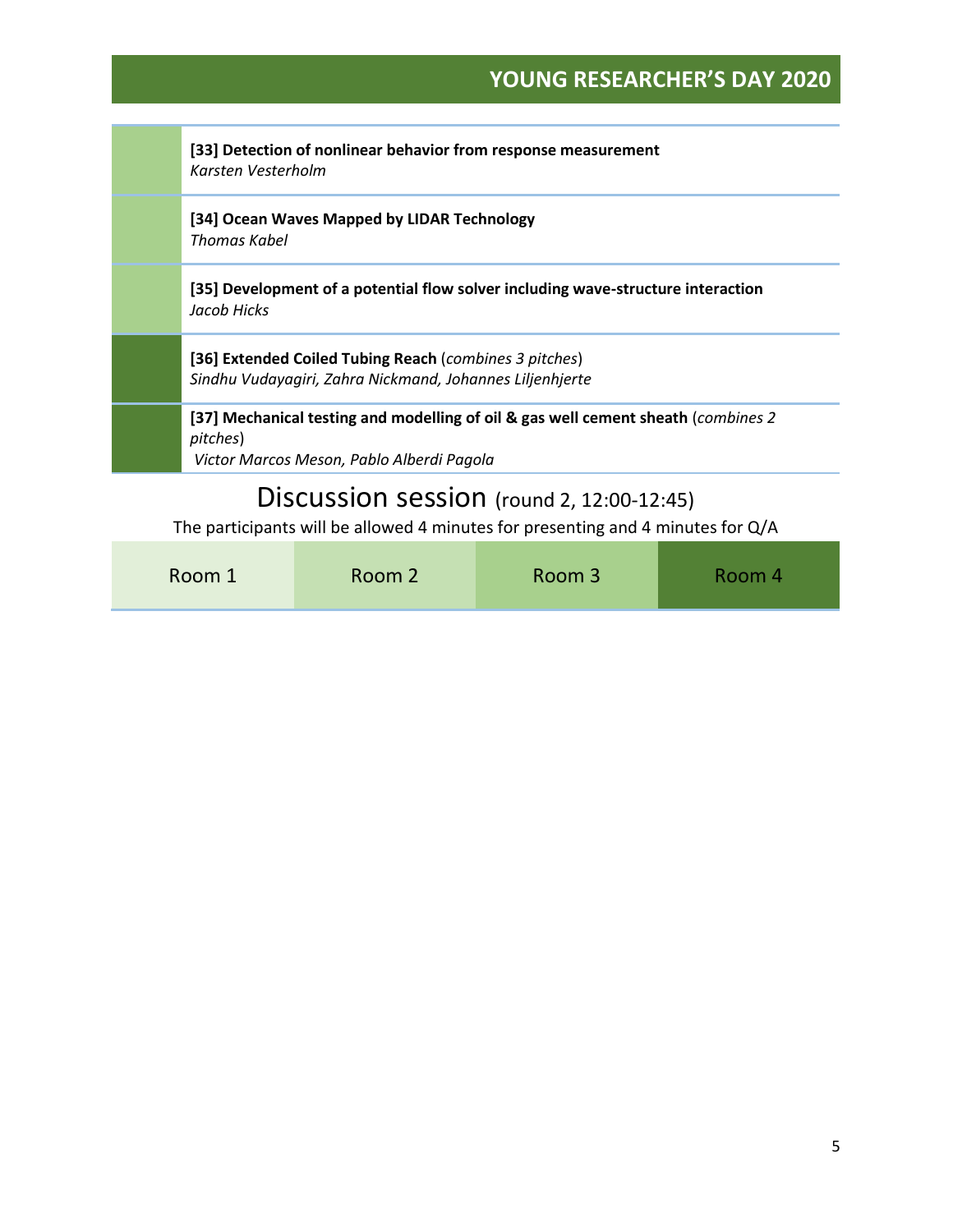**[33] Detection of nonlinear behavior from response measurement**
*Karsten Vesterholm*

**[34] Ocean Waves Mapped by LIDAR Technology**
*Thomas Kabel*

**[35] Development of a potential flow solver including wave-structure interaction**
*Jacob Hicks*

**[36] Extended Coiled Tubing Reach** (*combines 3 pitches*)
*Sindhu Vudayagiri, Zahra Nickmand, Johannes Liljenhjerte*

**[37] Mechanical testing and modelling of oil & gas well cement sheath** (*combines 2 pitches*)
*Victor Marcos Meson, Pablo Alberdi Pagola*

# Discussion session (round 2, 12:00-12:45)

The participants will be allowed 4 minutes for presenting and 4 minutes for Q/A

| Room 1 | Room 2 | Room 3 | Room 4 |
|---|---|---|---|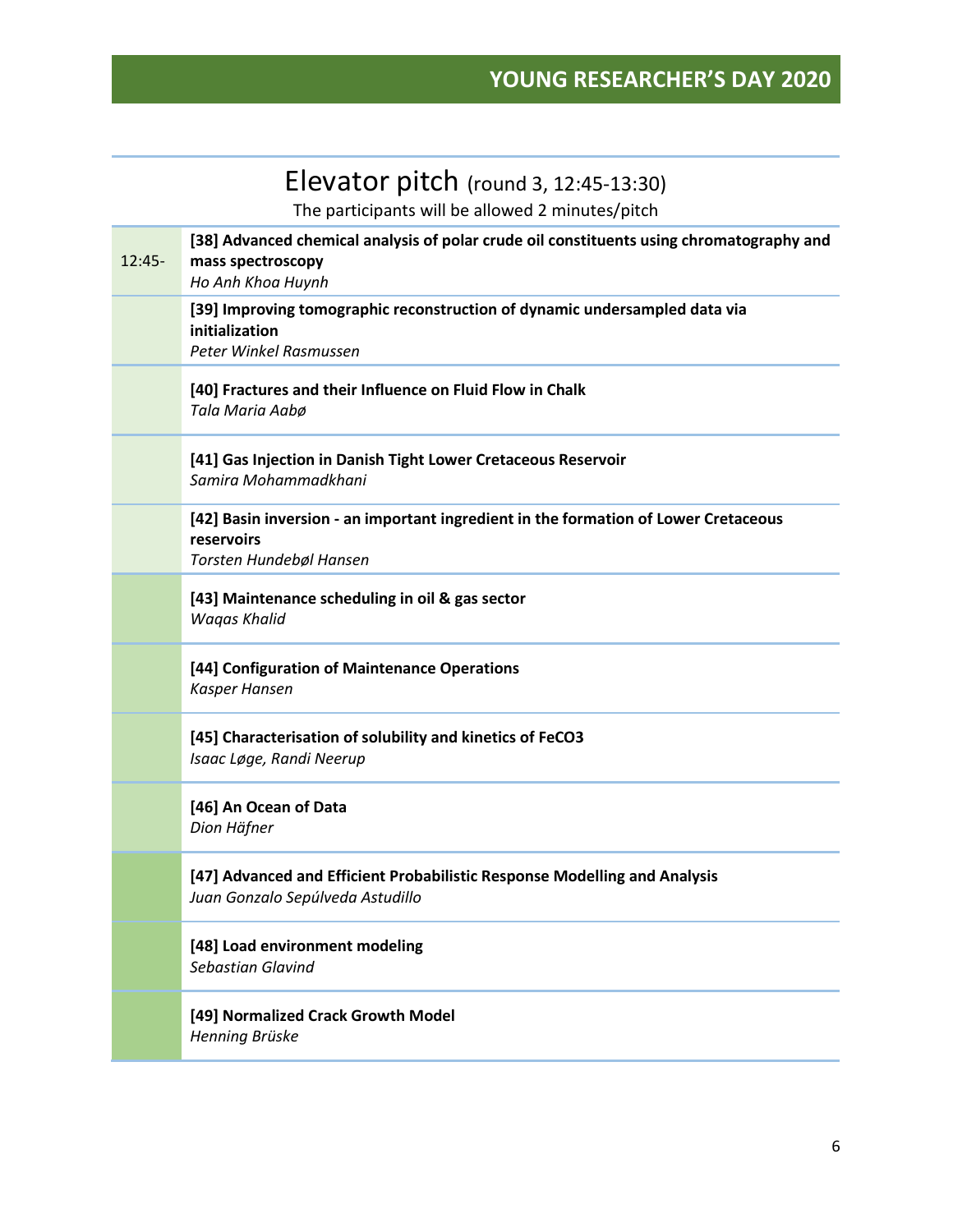# Elevator pitch (round 3, 12:45-13:30)

The participants will be allowed 2 minutes/pitch

| | |
|---|---|
| 12:45- | **[38] Advanced chemical analysis of polar crude oil constituents using chromatography and mass spectroscopy**<br>*Ho Anh Khoa Huynh* |
| | **[39] Improving tomographic reconstruction of dynamic undersampled data via initialization**<br>*Peter Winkel Rasmussen* |
| | **[40] Fractures and their Influence on Fluid Flow in Chalk**<br>*Tala Maria Aabø* |
| | **[41] Gas Injection in Danish Tight Lower Cretaceous Reservoir**<br>*Samira Mohammadkhani* |
| | **[42] Basin inversion - an important ingredient in the formation of Lower Cretaceous reservoirs**<br>*Torsten Hundebøl Hansen* |
| | **[43] Maintenance scheduling in oil & gas sector**<br>*Waqas Khalid* |
| | **[44] Configuration of Maintenance Operations**<br>*Kasper Hansen* |
| | **[45] Characterisation of solubility and kinetics of $FeCO_3$**<br>*Isaac Løge, Randi Neerup* |
| | **[46] An Ocean of Data**<br>*Dion Häfner* |
| | **[47] Advanced and Efficient Probabilistic Response Modelling and Analysis**<br>*Juan Gonzalo Sepúlveda Astudillo* |
| | **[48] Load environment modeling**<br>*Sebastian Glavind* |
| | **[49] Normalized Crack Growth Model**<br>*Henning Brüske* |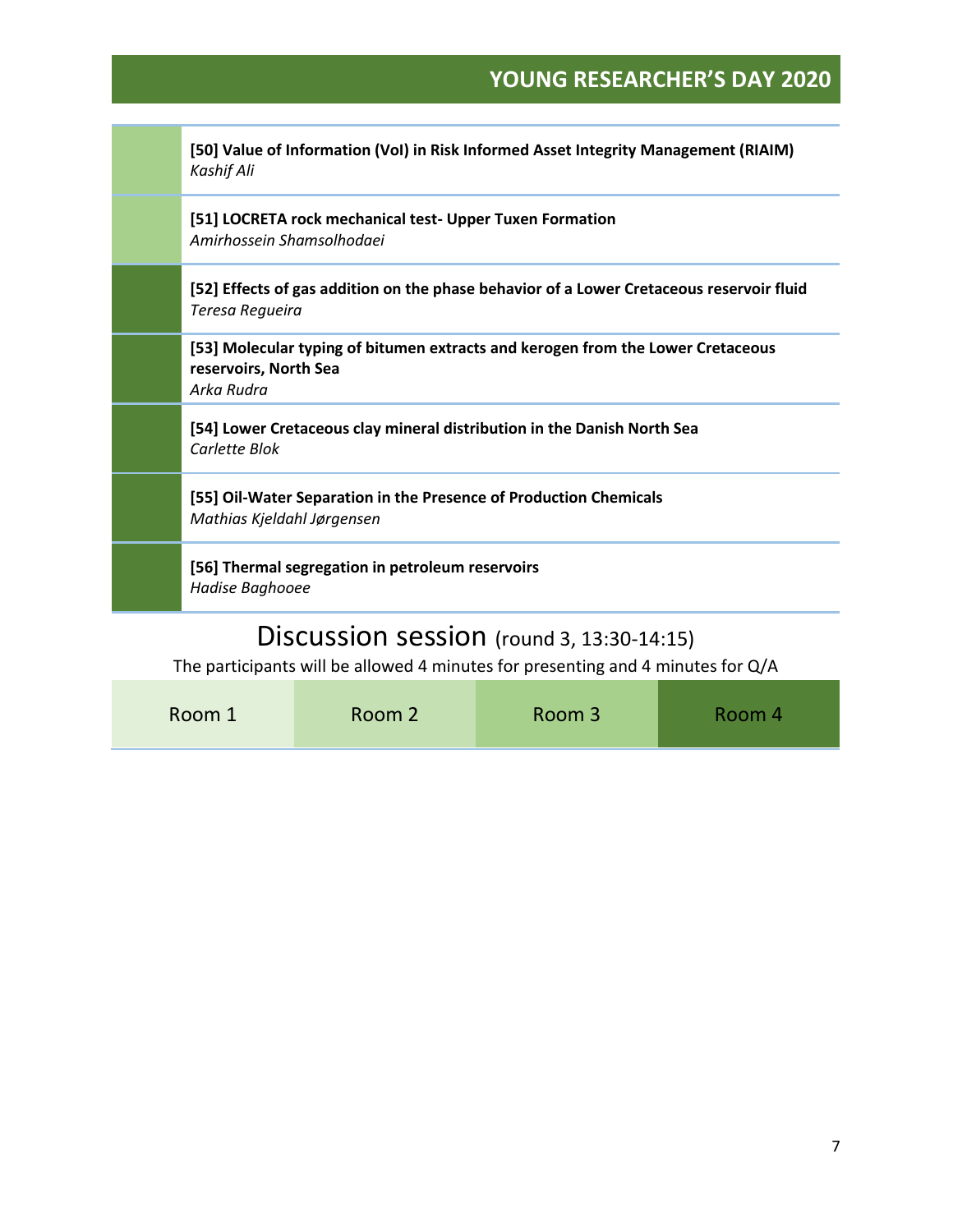**[50] Value of Information (VoI) in Risk Informed Asset Integrity Management (RIAIM)**
*Kashif Ali*

**[51] LOCRETA rock mechanical test- Upper Tuxen Formation**
*Amirhossein Shamsolhodaei*

**[52] Effects of gas addition on the phase behavior of a Lower Cretaceous reservoir fluid**
*Teresa Regueira*

**[53] Molecular typing of bitumen extracts and kerogen from the Lower Cretaceous reservoirs, North Sea**
*Arka Rudra*

**[54] Lower Cretaceous clay mineral distribution in the Danish North Sea**
*Carlette Blok*

**[55] Oil-Water Separation in the Presence of Production Chemicals**
*Mathias Kjeldahl Jørgensen*

**[56] Thermal segregation in petroleum reservoirs**
*Hadise Baghooee*

# Discussion session (round 3, 13:30-14:15)

The participants will be allowed 4 minutes for presenting and 4 minutes for Q/A

| Room 1 | Room 2 | Room 3 | Room 4 |
|---|---|---|---|